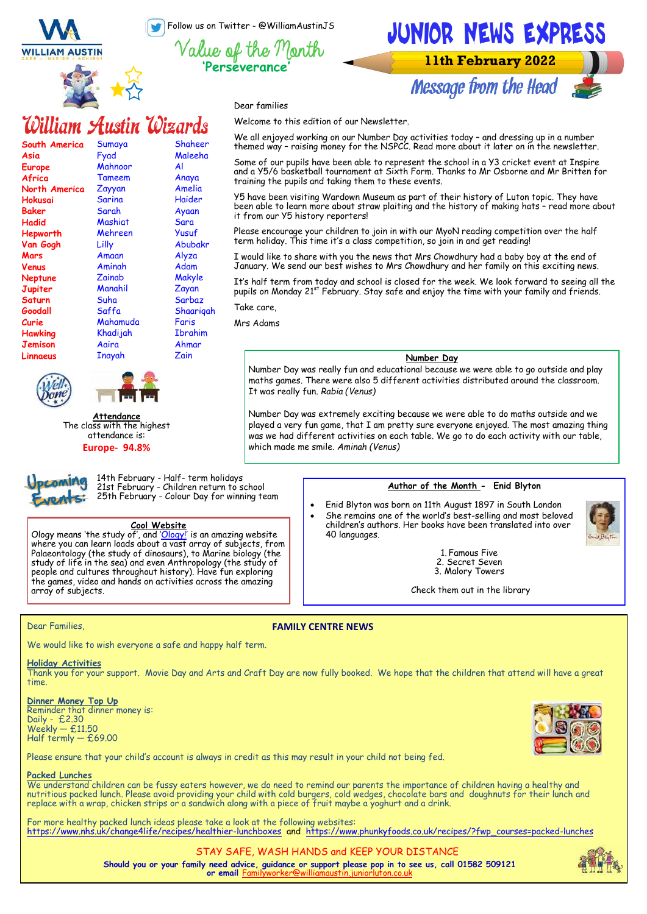Follow us on Twitter - @WilliamAustinJS

# JUNIOR NEWS EXPRESS

**11th February 2022**

Value of the Month
**'Perseverance'**

## William Austin Wizards

| | | |
|---|---|---|
| South America | Sumaya | Shaheer |
| Asia | Fyad | Maleeha |
| Europe | Mahnoor | Al |
| Africa | Tameem | Anaya |
| North America | Zayyan | Amelia |
| Hokusai | Sarina | Haider |
| Baker | Sarah | Ayaan |
| Hadid | Mashiat | Sara |
| Hepworth | Mehreen | Yusuf |
| Van Gogh | Lilly | Abubakr |
| Mars | Amaan | Alyza |
| Venus | Aminah | Adam |
| Neptune | Zainab | Makyle |
| Jupiter | Manahil | Zayan |
| Saturn | Suha | Sarbaz |
| Goodall | Saffa | Shaariqah |
| Curie | Mahamuda | Faris |
| Hawking | Khadijah | Ibrahim |
| Jemison | Aaira | Ahmar |
| Linnaeus | Inayah | Zain |

**Attendance**
The class with the highest attendance is:
**Europe- 94.8%**

## Message from the Head

Dear families

Welcome to this edition of our Newsletter.

We all enjoyed working on our Number Day activities today – and dressing up in a number themed way – raising money for the NSPCC. Read more about it later on in the newsletter.

Some of our pupils have been able to represent the school in a Y3 cricket event at Inspire and a Y5/6 basketball tournament at Sixth Form. Thanks to Mr Osborne and Mr Britten for training the pupils and taking them to these events.

Y5 have been visiting Wardown Museum as part of their history of Luton topic. They have been able to learn more about straw plaiting and the history of making hats – read more about it from our Y5 history reporters!

Please encourage your children to join in with our MyoN reading competition over the half term holiday. This time it's a class competition, so join in and get reading!

I would like to share with you the news that Mrs Chowdhury had a baby boy at the end of January. We send our best wishes to Mrs Chowdhury and her family on this exciting news.

It's half term from today and school is closed for the week. We look forward to seeing all the pupils on Monday 21st February. Stay safe and enjoy the time with your family and friends.

Take care,

Mrs Adams

### Number Day

Number Day was really fun and educational because we were able to go outside and play maths games. There were also 5 different activities distributed around the classroom. It was really fun. *Rabia (Venus)*

Number Day was extremely exciting because we were able to do maths outside and we played a very fun game, that I am pretty sure everyone enjoyed. The most amazing thing was we had different activities on each table. We go to do each activity with our table, which made me smile. *Aminah (Venus)*

## Upcoming Events:

14th February - Half- term holidays
21st February - Children return to school
25th February - Colour Day for winning team

### Cool Website

Ology means 'the study of', and 'Ology!' is an amazing website where you can learn loads about a vast array of subjects, from Palaeontology (the study of dinosaurs), to Marine biology (the study of life in the sea) and even Anthropology (the study of people and cultures throughout history). Have fun exploring the games, video and hands on activities across the amazing array of subjects.

### Author of the Month - Enid Blyton

- Enid Blyton was born on 11th August 1897 in South London
- She remains one of the world's best-selling and most beloved children's authors. Her books have been translated into over 40 languages.

1. Famous Five
2. Secret Seven
3. Malory Towers

Check them out in the library

## FAMILY CENTRE NEWS

Dear Families,

We would like to wish everyone a safe and happy half term.

**Holiday Activities**
Thank you for your support. Movie Day and Arts and Craft Day are now fully booked. We hope that the children that attend will have a great time.

**Dinner Money Top Up**
Reminder that dinner money is:
Daily - £2.30
Weekly – £11.50
Half termly – £69.00

Please ensure that your child's account is always in credit as this may result in your child not being fed.

**Packed Lunches**
We understand children can be fussy eaters however, we do need to remind our parents the importance of children having a healthy and nutritious packed lunch. Please avoid providing your child with cold burgers, cold wedges, chocolate bars and doughnuts for their lunch and replace with a wrap, chicken strips or a sandwich along with a piece of fruit maybe a yoghurt and a drink.

For more healthy packed lunch ideas please take a look at the following websites:
https://www.nhs.uk/change4life/recipes/healthier-lunchboxes and https://www.phunkyfoods.co.uk/recipes/?fwp_courses=packed-lunches

STAY SAFE, WASH HANDS and KEEP YOUR DISTANCE

**Should you or your family need advice, guidance or support please pop in to see us, call 01582 509121 or email Familyworker@williamaustin.juniorluton.co.uk**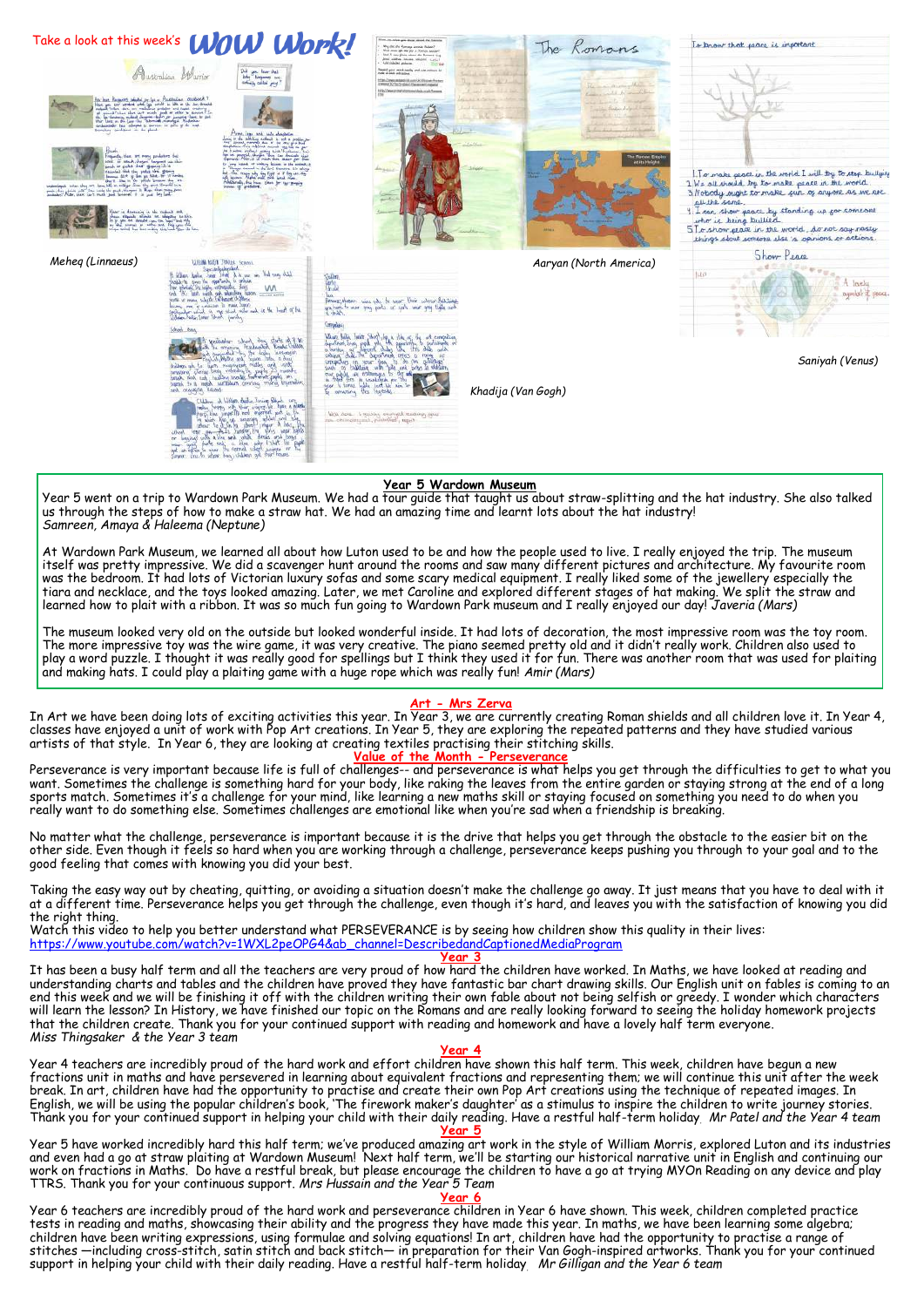Take a look at this week's **WOW Work!**

*Meheq (Linnaeus)*

*Aaryan (North America)*

*Saniyah (Venus)*

*Khadija (Van Gogh)*

## Year 5 Wardown Museum

Year 5 went on a trip to Wardown Park Museum. We had a tour guide that taught us about straw-splitting and the hat industry. She also talked us through the steps of how to make a straw hat. We had an amazing time and learnt lots about the hat industry!
*Samreen, Amaya & Haleema (Neptune)*

At Wardown Park Museum, we learned all about how Luton used to be and how the people used to live. I really enjoyed the trip. The museum itself was pretty impressive. We did a scavenger hunt around the rooms and saw many different pictures and architecture. My favourite room was the bedroom. It had lots of Victorian luxury sofas and some scary medical equipment. I really liked some of the jewellery especially the tiara and necklace, and the toys looked amazing. Later, we met Caroline and explored different stages of hat making. We split the straw and learned how to plait with a ribbon. It was so much fun going to Wardown Park museum and I really enjoyed our day! *Javeria (Mars)*

The museum looked very old on the outside but looked wonderful inside. It had lots of decoration, the most impressive room was the toy room. The more impressive toy was the wire game, it was very creative. The piano seemed pretty old and it didn't really work. Children also used to play a word puzzle. I thought it was really good for spellings but I think they used it for fun. There was another room that was used for plaiting and making hats. I could play a plaiting game with a huge rope which was really fun! *Amir (Mars)*

## Art - Mrs Zerva

In Art we have been doing lots of exciting activities this year. In Year 3, we are currently creating Roman shields and all children love it. In Year 4, classes have enjoyed a unit of work with Pop Art creations. In Year 5, they are exploring the repeated patterns and they have studied various artists of that style. In Year 6, they are looking at creating textiles practising their stitching skills.

## Value of the Month - Perseverance

Perseverance is very important because life is full of challenges– and perseverance is what helps you get through the difficulties to get to what you want. Sometimes the challenge is something hard for your body, like raking the leaves from the entire garden or staying strong at the end of a long sports match. Sometimes it's a challenge for your mind, like learning a new maths skill or staying focused on something you need to do when you really want to do something else. Sometimes challenges are emotional like when you're sad when a friendship is breaking.

No matter what the challenge, perseverance is important because it is the drive that helps you get through the obstacle to the easier bit on the other side. Even though it feels so hard when you are working through a challenge, perseverance keeps pushing you through to your goal and to the good feeling that comes with knowing you did your best.

Taking the easy way out by cheating, quitting, or avoiding a situation doesn't make the challenge go away. It just means that you have to deal with it at a different time. Perseverance helps you get through the challenge, even though it's hard, and leaves you with the satisfaction of knowing you did the right thing.
Watch this video to help you better understand what PERSEVERANCE is by seeing how children show this quality in their lives:
https://www.youtube.com/watch?v=1WXL2peOPG4&ab_channel=DescribedandCaptionedMediaProgram

## Year 3

It has been a busy half term and all the teachers are very proud of how hard the children have worked. In Maths, we have looked at reading and understanding charts and tables and the children have proved they have fantastic bar chart drawing skills. Our English unit on fables is coming to an end this week and we will be finishing it off with the children writing their own fable about not being selfish or greedy. I wonder which characters will learn the lesson? In History, we have finished our topic on the Romans and are really looking forward to seeing the holiday homework projects that the children create. Thank you for your continued support with reading and homework and have a lovely half term everyone.
*Miss Thingsaker & the Year 3 team*

## Year 4

Year 4 teachers are incredibly proud of the hard work and effort children have shown this half term. This week, children have begun a new fractions unit in maths and have persevered in learning about equivalent fractions and representing them; we will continue this unit after the week break. In art, children have had the opportunity to practise and create their own Pop Art creations using the technique of repeated images. In English, we will be using the popular children's book, 'The firework maker's daughter' as a stimulus to inspire the children to write journey stories. Thank you for your continued support in helping your child with their daily reading. Have a restful half-term holiday. *Mr Patel and the Year 4 team*

## Year 5

Year 5 have worked incredibly hard this half term; we've produced amazing art work in the style of William Morris, explored Luton and its industries and even had a go at straw plaiting at Wardown Museum! Next half term, we'll be starting our historical narrative unit in English and continuing our work on fractions in Maths. Do have a restful break, but please encourage the children to have a go at trying MYOn Reading on any device and play TTRS. Thank you for your continuous support. *Mrs Hussain and the Year 5 Team*

## Year 6

Year 6 teachers are incredibly proud of the hard work and perseverance children in Year 6 have shown. This week, children completed practice tests in reading and maths, showcasing their ability and the progress they have made this year. In maths, we have been learning some algebra; children have been writing expressions, using formulae and solving equations! In art, children have had the opportunity to practise a range of stitches —including cross-stitch, satin stitch and back stitch— in preparation for their Van Gogh-inspired artworks. Thank you for your continued support in helping your child with their daily reading. Have a restful half-term holiday. *Mr Gilligan and the Year 6 team*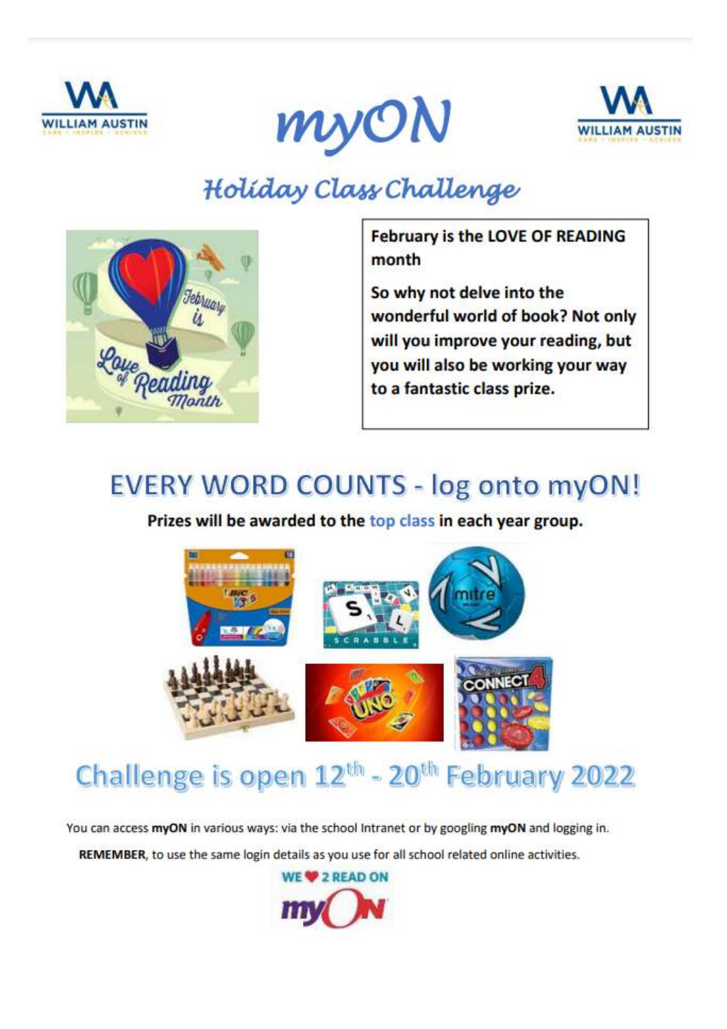# myON

## Holiday Class Challenge

**February is the LOVE OF READING month**

**So why not delve into the wonderful world of book? Not only will you improve your reading, but you will also be working your way to a fantastic class prize.**

## EVERY WORD COUNTS - log onto myON!

**Prizes will be awarded to the top class in each year group.**

## Challenge is open 12th - 20th February 2022

You can access **myON** in various ways: via the school Intranet or by googling **myON** and logging in.

**REMEMBER**, to use the same login details as you use for all school related online activities.

WE ❤ 2 READ ON myON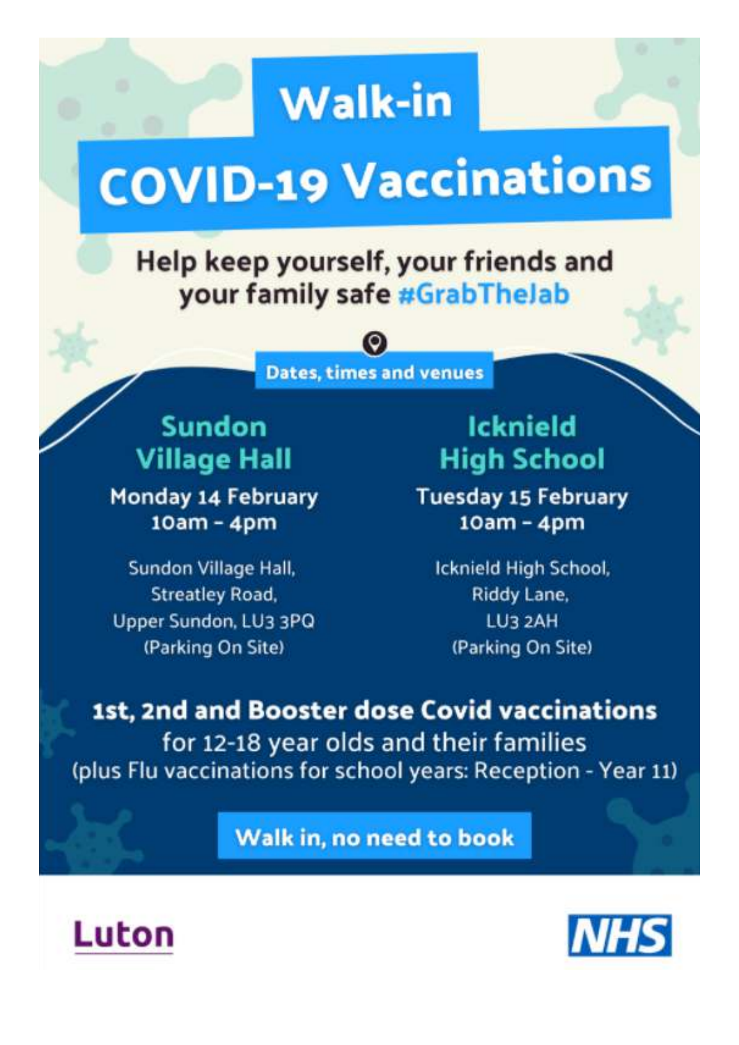# Walk-in

# COVID-19 Vaccinations

**Help keep yourself, your friends and your family safe #GrabTheJab**

**Dates, times and venues**

## Sundon Village Hall

**Monday 14 February**
**10am - 4pm**

Sundon Village Hall,
Streatley Road,
Upper Sundon, LU3 3PQ
(Parking On Site)

## Icknield High School

**Tuesday 15 February**
**10am - 4pm**

Icknield High School,
Riddy Lane,
LU3 2AH
(Parking On Site)

**1st, 2nd and Booster dose Covid vaccinations**
for 12-18 year olds and their families
(plus Flu vaccinations for school years: Reception - Year 11)

**Walk in, no need to book**

Luton

NHS